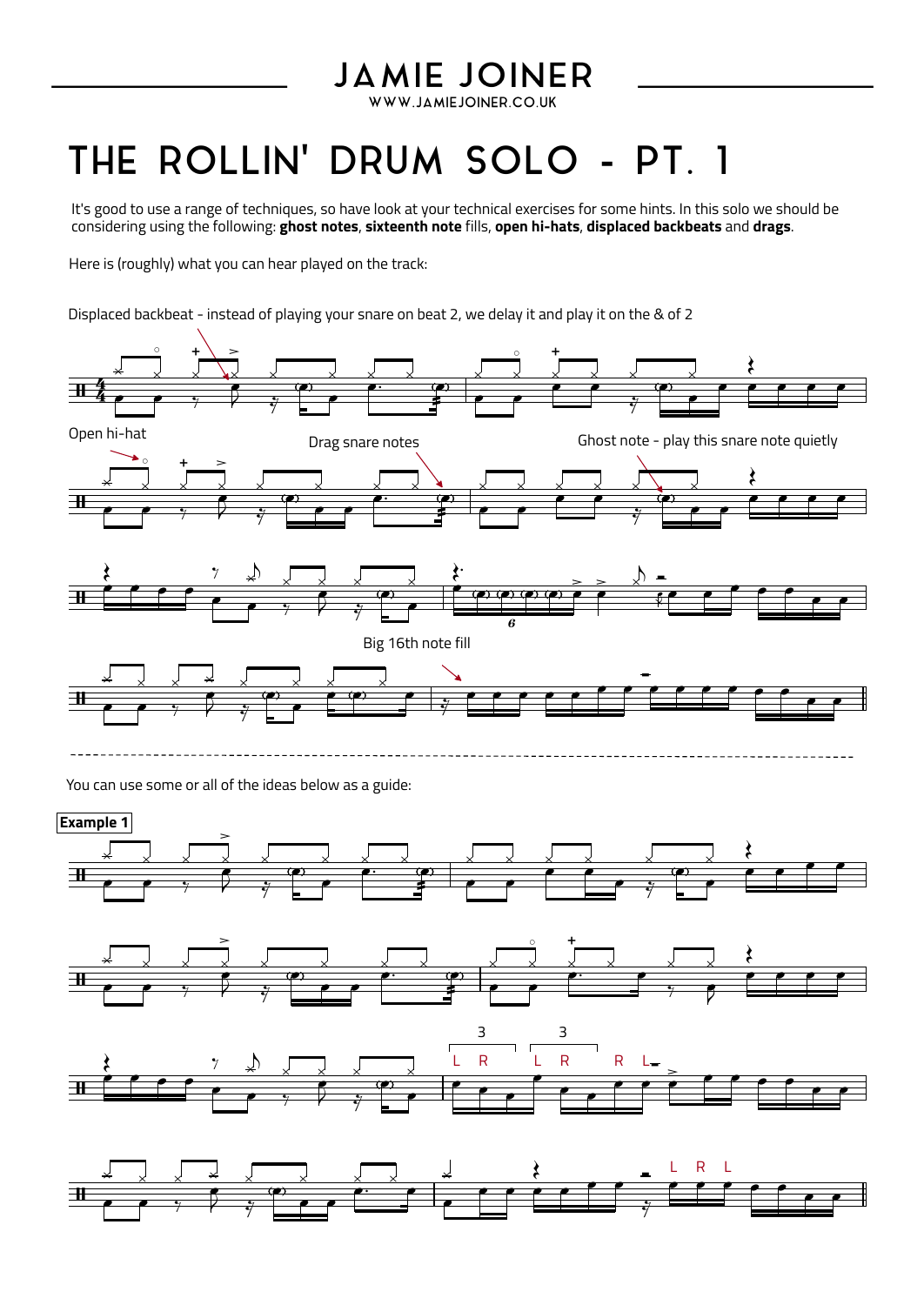# JAMIE JOINER

WWW.JAMIEJOINER.CO.UK

# THE ROLLIN' DRUM SOLO - PT. 1

It's good to use a range of techniques, so have look at your technical exercises for some hints. In this solo we should be considering using the following: **ghost notes**, **sixteenth note** fills, **open hi-hats**, **displaced backbeats** and **drags**.

Here is (roughly) what you can hear played on the track:

Displaced backbeat - instead of playing your snare on beat 2, we delay it and play it on the & of 2

Open hi-hat

Drag snare notes

Ghost note - play this snare note quietly

6

Big 16th note fill

You can use some or all of the ideas below as a guide:

**Example 1**

3 3

L R L R R L

L R L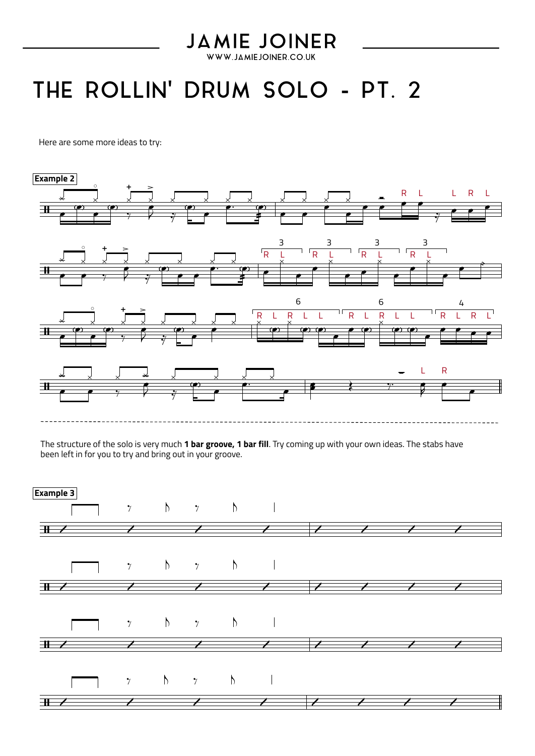# JAMIE JOINER

WWW.JAMIEJOINER.CO.UK

# THE ROLLIN' DRUM SOLO - PT. 2

Here are some more ideas to try:

**Example 2**

The structure of the solo is very much **1 bar groove, 1 bar fill**. Try coming up with your own ideas. The stabs have been left in for you to try and bring out in your groove.

**Example 3**